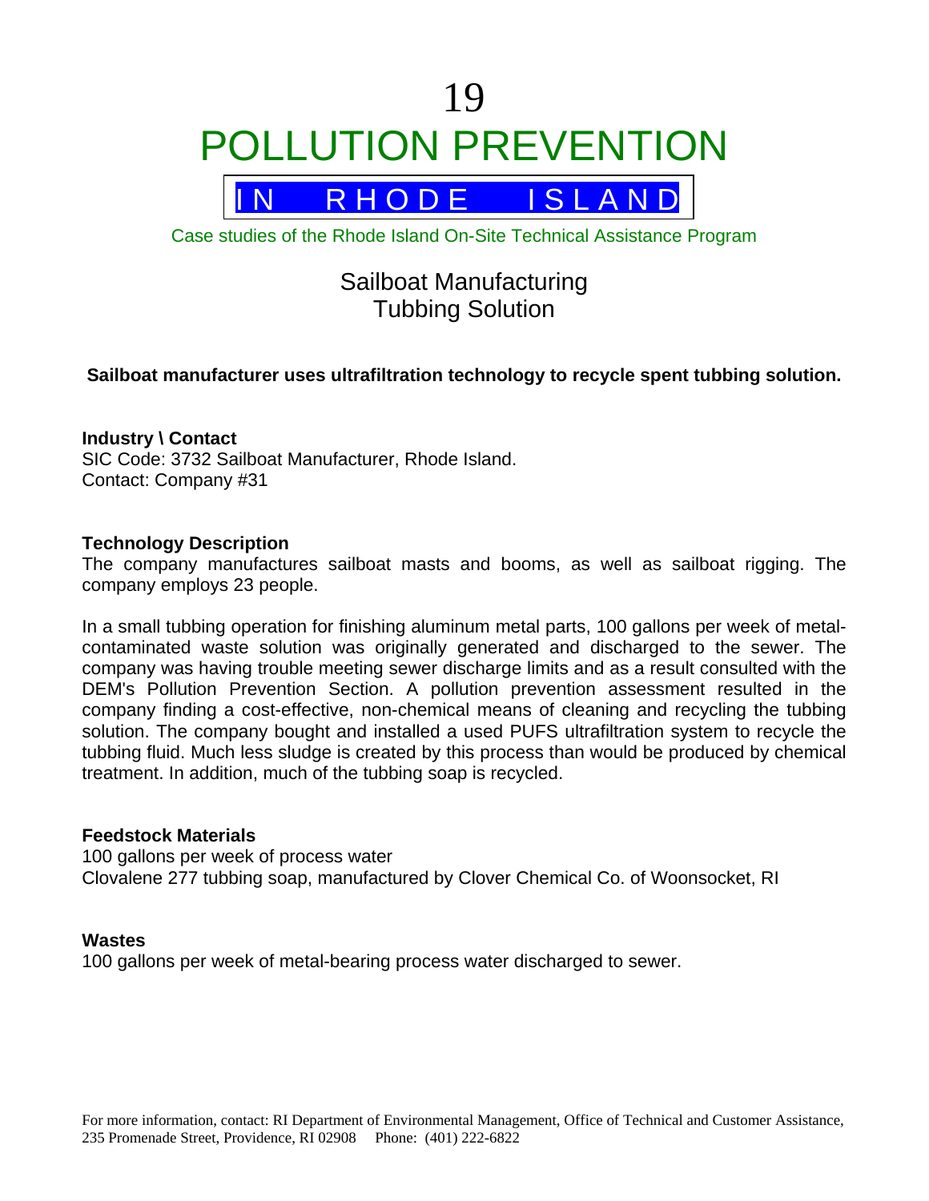# 19

# POLLUTION PREVENTION

## IN RHODE ISLAND

Case studies of the Rhode Island On-Site Technical Assistance Program

## Sailboat Manufacturing
## Tubbing Solution

**Sailboat manufacturer uses ultrafiltration technology to recycle spent tubbing solution.**

**Industry \ Contact**
SIC Code: 3732 Sailboat Manufacturer, Rhode Island.
Contact: Company #31

**Technology Description**
The company manufactures sailboat masts and booms, as well as sailboat rigging. The company employs 23 people.

In a small tubbing operation for finishing aluminum metal parts, 100 gallons per week of metal-contaminated waste solution was originally generated and discharged to the sewer. The company was having trouble meeting sewer discharge limits and as a result consulted with the DEM's Pollution Prevention Section. A pollution prevention assessment resulted in the company finding a cost-effective, non-chemical means of cleaning and recycling the tubbing solution. The company bought and installed a used PUFS ultrafiltration system to recycle the tubbing fluid. Much less sludge is created by this process than would be produced by chemical treatment. In addition, much of the tubbing soap is recycled.

**Feedstock Materials**
100 gallons per week of process water
Clovalene 277 tubbing soap, manufactured by Clover Chemical Co. of Woonsocket, RI

**Wastes**
100 gallons per week of metal-bearing process water discharged to sewer.

For more information, contact: RI Department of Environmental Management, Office of Technical and Customer Assistance, 235 Promenade Street, Providence, RI 02908 Phone: (401) 222-6822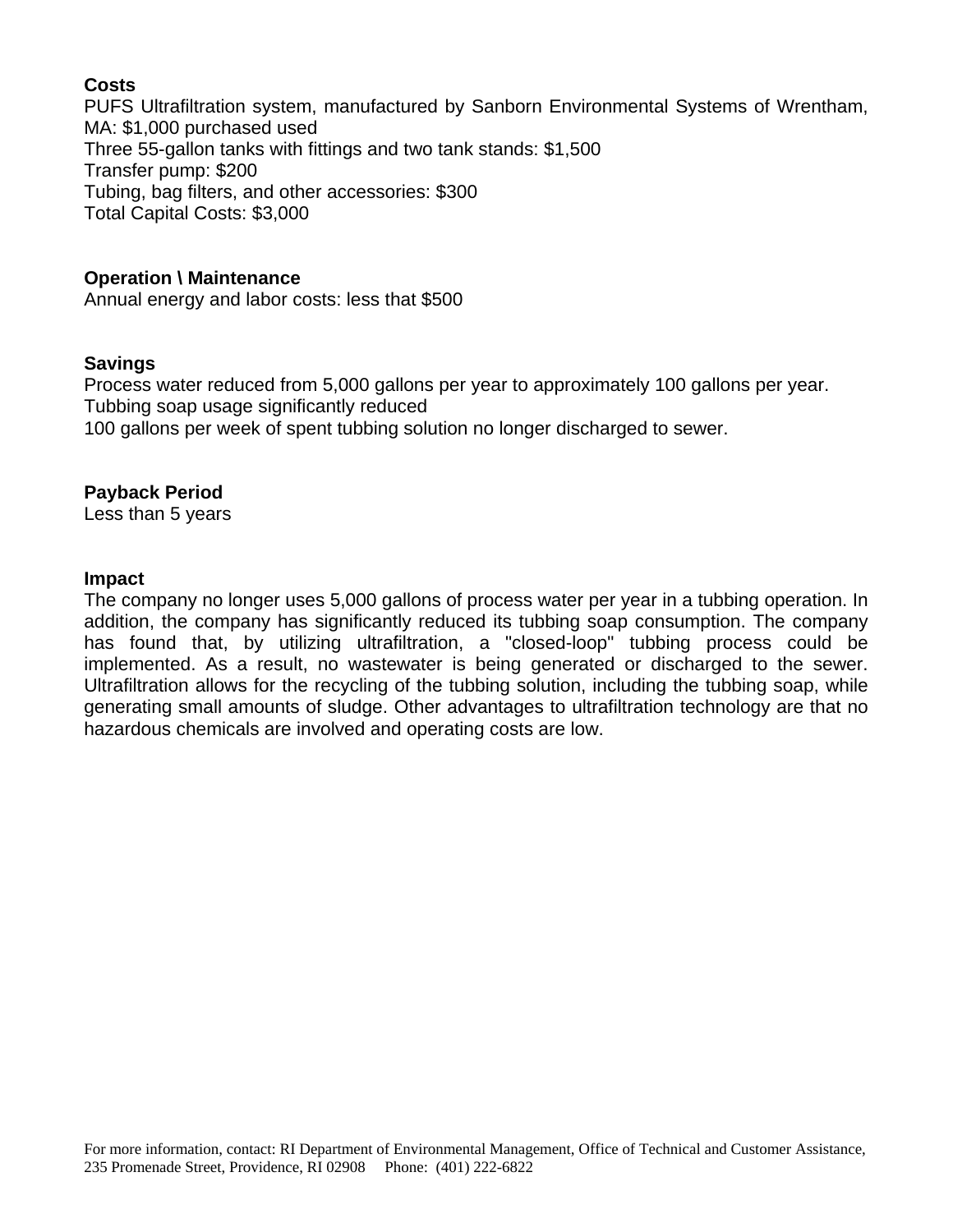**Costs**

PUFS Ultrafiltration system, manufactured by Sanborn Environmental Systems of Wrentham, MA: $1,000 purchased used
Three 55-gallon tanks with fittings and two tank stands: $1,500
Transfer pump: $200
Tubing, bag filters, and other accessories: $300
Total Capital Costs: $3,000

**Operation \ Maintenance**

Annual energy and labor costs: less that $500

**Savings**

Process water reduced from 5,000 gallons per year to approximately 100 gallons per year.
Tubing soap usage significantly reduced
100 gallons per week of spent tubbing solution no longer discharged to sewer.

**Payback Period**

Less than 5 years

**Impact**

The company no longer uses 5,000 gallons of process water per year in a tubbing operation. In addition, the company has significantly reduced its tubbing soap consumption. The company has found that, by utilizing ultrafiltration, a "closed-loop" tubbing process could be implemented. As a result, no wastewater is being generated or discharged to the sewer. Ultrafiltration allows for the recycling of the tubbing solution, including the tubbing soap, while generating small amounts of sludge. Other advantages to ultrafiltration technology are that no hazardous chemicals are involved and operating costs are low.

For more information, contact: RI Department of Environmental Management, Office of Technical and Customer Assistance, 235 Promenade Street, Providence, RI 02908 Phone: (401) 222-6822